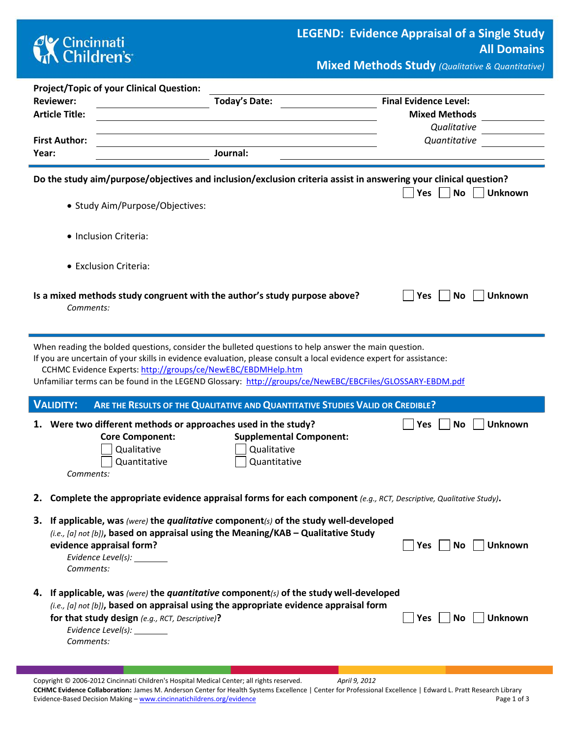# LEGEND: Evidence Appraisal of a Single Study

## All Domains

## Mixed Methods Study *(Qualitative & Quantitative)*

**Project/Topic of your Clinical Question:** ______

**Reviewer:** ______ **Today's Date:** ______ **Final Evidence Level:**

**Article Title:** ______ **Mixed Methods** ______

*Qualitative* ______

**First Author:** ______ *Quantitative* ______

**Year:** ______ **Journal:** ______

---

**Do the study aim/purpose/objectives and inclusion/exclusion criteria assist in answering your clinical question?** ☐ Yes ☐ No ☐ Unknown

- Study Aim/Purpose/Objectives:
- Inclusion Criteria:
- Exclusion Criteria:

**Is a mixed methods study congruent with the author's study purpose above?** ☐ Yes ☐ No ☐ Unknown

*Comments:*

---

When reading the bolded questions, consider the bulleted questions to help answer the main question.
If you are uncertain of your skills in evidence evaluation, please consult a local evidence expert for assistance:
CCHMC Evidence Experts: http://groups/ce/NewEBC/EBDMHelp.htm
Unfamiliar terms can be found in the LEGEND Glossary: http://groups/ce/NewEBC/EBCFiles/GLOSSARY-EBDM.pdf

## VALIDITY: ARE THE RESULTS OF THE QUALITATIVE AND QUANTITATIVE STUDIES VALID OR CREDIBLE?

1. **Were two different methods or approaches used in the study?** ☐ Yes ☐ No ☐ Unknown

   **Core Component:**
   ☐ Qualitative
   ☐ Quantitative

   **Supplemental Component:**
   ☐ Qualitative
   ☐ Quantitative

   *Comments:*

2. **Complete the appropriate evidence appraisal forms for each component** *(e.g., RCT, Descriptive, Qualitative Study)*.

3. **If applicable, was** *(were)* **the** ***qualitative*** **component***(s)* **of the study well-developed** *(i.e., [a] not [b])*, **based on appraisal using the Meaning/KAB – Qualitative Study evidence appraisal form?** ☐ Yes ☐ No ☐ Unknown

   *Evidence Level(s):* ______
   *Comments:*

4. **If applicable, was** *(were)* **the** ***quantitative*** **component***(s)* **of the study well-developed** *(i.e., [a] not [b])*, **based on appraisal using the appropriate evidence appraisal form for that study design** *(e.g., RCT, Descriptive)*? ☐ Yes ☐ No ☐ Unknown

   *Evidence Level(s):* ______
   *Comments:*

---

Copyright © 2006-2012 Cincinnati Children's Hospital Medical Center; all rights reserved. *April 9, 2012*
**CCHMC Evidence Collaboration:** James M. Anderson Center for Health Systems Excellence | Center for Professional Excellence | Edward L. Pratt Research Library
Evidence-Based Decision Making – www.cincinnatichildrens.org/evidence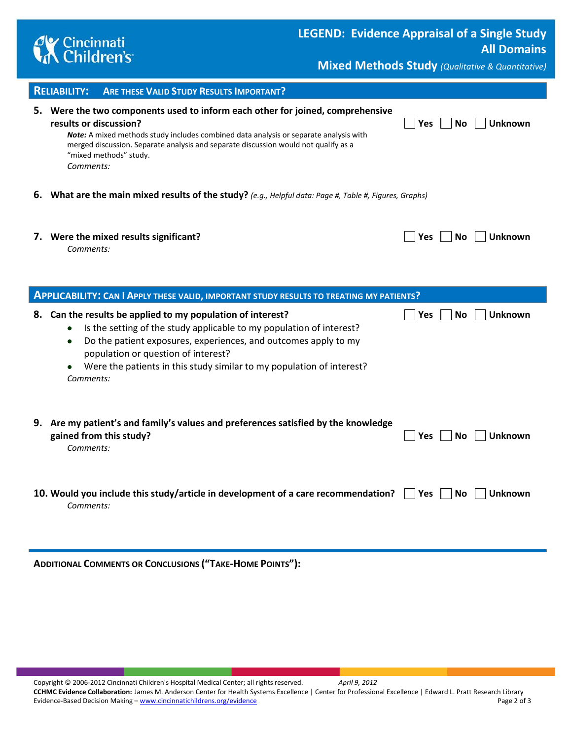## Reliability: Are these Valid Study Results Important?

**5. Were the two components used to inform each other for joined, comprehensive results or discussion?** ☐ Yes ☐ No ☐ Unknown

***Note:*** A mixed methods study includes combined data analysis or separate analysis with merged discussion. Separate analysis and separate discussion would not qualify as a "mixed methods" study.

*Comments:*

**6. What are the main mixed results of the study?** *(e.g., Helpful data: Page #, Table #, Figures, Graphs)*

**7. Were the mixed results significant?** ☐ Yes ☐ No ☐ Unknown

*Comments:*

## Applicability: Can I Apply these Valid, Important Study Results to Treating My Patients?

**8. Can the results be applied to my population of interest?** ☐ Yes ☐ No ☐ Unknown

- Is the setting of the study applicable to my population of interest?
- Do the patient exposures, experiences, and outcomes apply to my population or question of interest?
- Were the patients in this study similar to my population of interest?

*Comments:*

**9. Are my patient's and family's values and preferences satisfied by the knowledge gained from this study?** ☐ Yes ☐ No ☐ Unknown

*Comments:*

**10. Would you include this study/article in development of a care recommendation?** ☐ Yes ☐ No ☐ Unknown

*Comments:*

---

**Additional Comments or Conclusions ("Take-Home Points"):**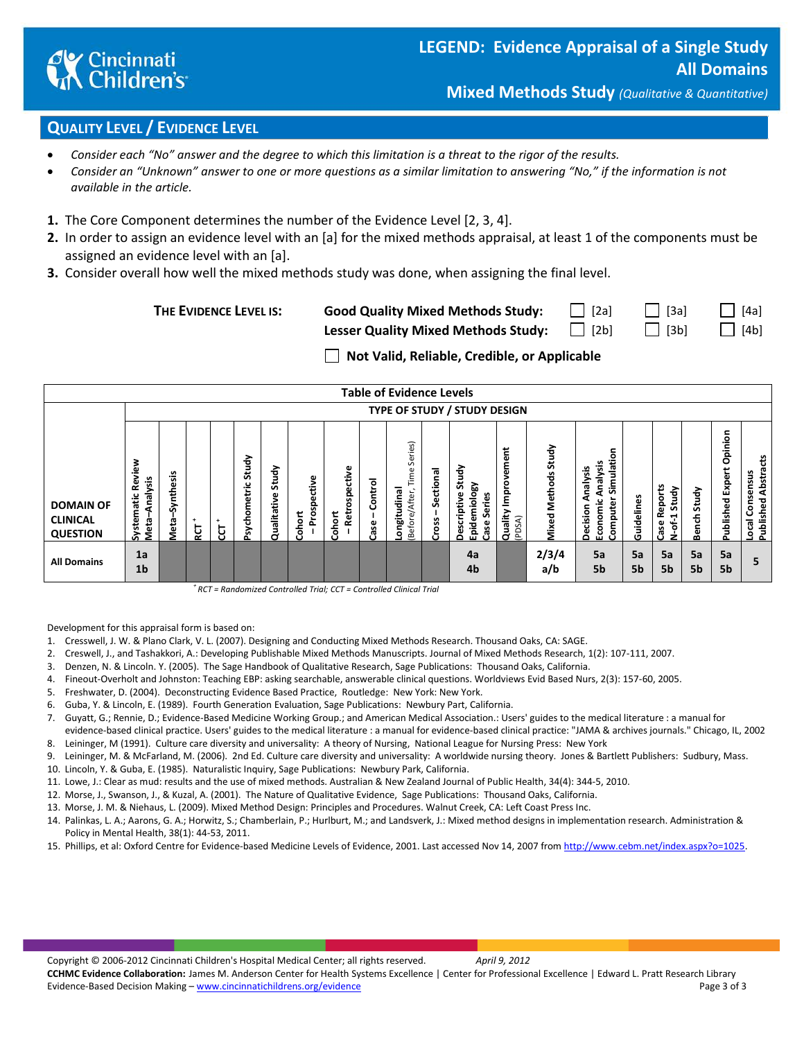# LEGEND: Evidence Appraisal of a Single Study

## All Domains

## Mixed Methods Study *(Qualitative & Quantitative)*

## Quality Level / Evidence Level

- *Consider each "No" answer and the degree to which this limitation is a threat to the rigor of the results.*
- *Consider an "Unknown" answer to one or more questions as a similar limitation to answering "No," if the information is not available in the article.*

1. The Core Component determines the number of the Evidence Level [2, 3, 4].
2. In order to assign an evidence level with an [a] for the mixed methods appraisal, at least 1 of the components must be assigned an evidence level with an [a].
3. Consider overall how well the mixed methods study was done, when assigning the final level.

**The Evidence Level is:**

**Good Quality Mixed Methods Study:** ☐ [2a] ☐ [3a] ☐ [4a]

**Lesser Quality Mixed Methods Study:** ☐ [2b] ☐ [3b] ☐ [4b]

☐ **Not Valid, Reliable, Credible, or Applicable**

**Table of Evidence Levels**

| DOMAIN OF CLINICAL QUESTION | TYPE OF STUDY / STUDY DESIGN | | | | | | | | | | | | | | | | | | | | |
|---|---|---|---|---|---|---|---|---|---|---|---|---|---|---|---|---|---|---|---|---|---|
| | Systematic Review Meta-Analysis | Meta-Synthesis | RCT + | CCT + | Psychometric Study | Qualitative Study | Cohort – Prospective | Cohort – Retrospective | Case – Control | Longitudinal (Before/After, Time Series) | Cross – Sectional | Descriptive Study Epidemiology Case Series | Quality Improvement (PDSA) | Mixed Methods Study | Decision Analysis Economic Analysis Computer Simulation | Guidelines | Case Reports N-of-1 Study | Bench Study | Published Expert Opinion | Local Consensus Published Abstracts |
| **All Domains** | 1a 1b | | | | | | | | | | | 4a 4b | | 2/3/4 a/b | 5a 5b | 5a 5b | 5a 5b | 5a 5b | 5a 5b | 5 |

*+ RCT = Randomized Controlled Trial; CCT = Controlled Clinical Trial*

Development for this appraisal form is based on:

1. Cresswell, J. W. & Plano Clark, V. L. (2007). Designing and Conducting Mixed Methods Research. Thousand Oaks, CA: SAGE.
2. Creswell, J., and Tashakkori, A.: Developing Publishable Mixed Methods Manuscripts. Journal of Mixed Methods Research, 1(2): 107-111, 2007.
3. Denzen, N. & Lincoln. Y. (2005). The Sage Handbook of Qualitative Research, Sage Publications: Thousand Oaks, California.
4. Fineout-Overholt and Johnston: Teaching EBP: asking searchable, answerable clinical questions. Worldviews Evid Based Nurs, 2(3): 157-60, 2005.
5. Freshwater, D. (2004). Deconstructing Evidence Based Practice, Routledge: New York: New York.
6. Guba, Y. & Lincoln, E. (1989). Fourth Generation Evaluation, Sage Publications: Newbury Part, California.
7. Guyatt, G.; Rennie, D.; Evidence-Based Medicine Working Group.; and American Medical Association.: Users' guides to the medical literature : a manual for evidence-based clinical practice. Users' guides to the medical literature : a manual for evidence-based clinical practice: "JAMA & archives journals." Chicago, IL, 2002
8. Leininger, M (1991). Culture care diversity and universality: A theory of Nursing, National League for Nursing Press: New York
9. Leininger, M. & McFarland, M. (2006). 2nd Ed. Culture care diversity and universality: A worldwide nursing theory. Jones & Bartlett Publishers: Sudbury, Mass.
10. Lincoln, Y. & Guba, E. (1985). Naturalistic Inquiry, Sage Publications: Newbury Park, California.
11. Lowe, J.: Clear as mud: results and the use of mixed methods. Australian & New Zealand Journal of Public Health, 34(4): 344-5, 2010.
12. Morse, J., Swanson, J., & Kuzal, A. (2001). The Nature of Qualitative Evidence, Sage Publications: Thousand Oaks, California.
13. Morse, J. M. & Niehaus, L. (2009). Mixed Method Design: Principles and Procedures. Walnut Creek, CA: Left Coast Press Inc.
14. Palinkas, L. A.; Aarons, G. A.; Horwitz, S.; Chamberlain, P.; Hurlburt, M.; and Landsverk, J.: Mixed method designs in implementation research. Administration & Policy in Mental Health, 38(1): 44-53, 2011.
15. Phillips, et al: Oxford Centre for Evidence-based Medicine Levels of Evidence, 2001. Last accessed Nov 14, 2007 from http://www.cebm.net/index.aspx?o=1025.

Copyright © 2006-2012 Cincinnati Children's Hospital Medical Center; all rights reserved. *April 9, 2012*

**CCHMC Evidence Collaboration:** James M. Anderson Center for Health Systems Excellence | Center for Professional Excellence | Edward L. Pratt Research Library

Evidence-Based Decision Making – www.cincinnatichildrens.org/evidence